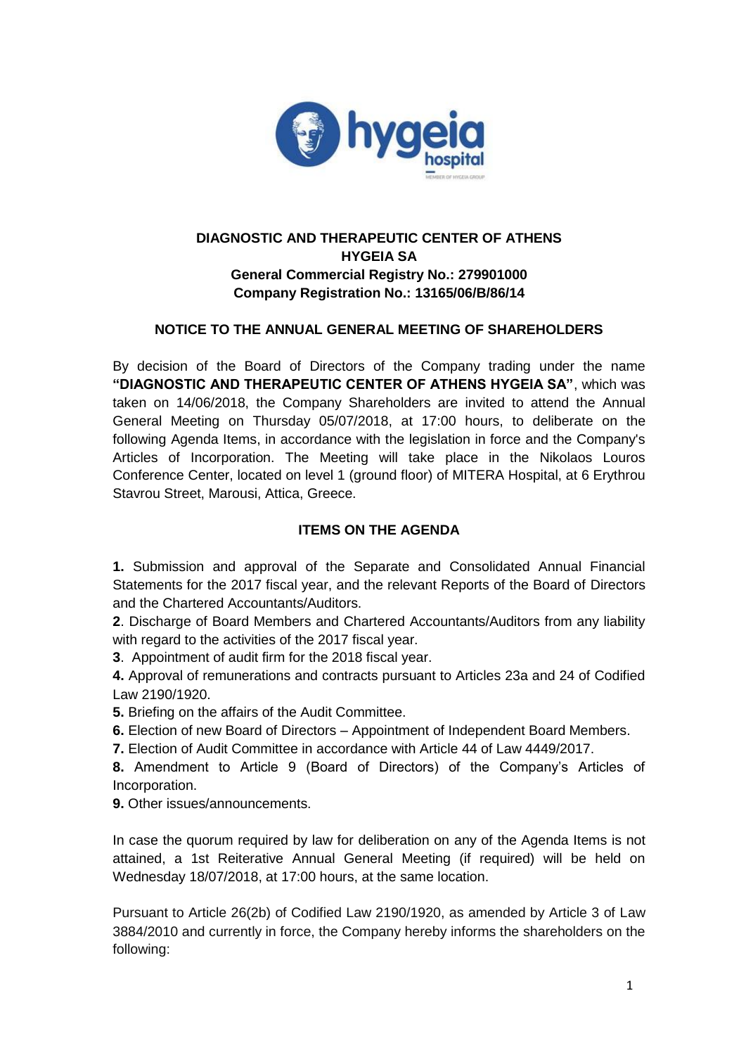**DIAGNOSTIC AND THERAPEUTIC CENTER OF ATHENS HYGEIA SA**
**General Commercial Registry No.: 279901000**
**Company Registration No.: 13165/06/B/86/14**

## NOTICE TO THE ANNUAL GENERAL MEETING OF SHAREHOLDERS

By decision of the Board of Directors of the Company trading under the name **"DIAGNOSTIC AND THERAPEUTIC CENTER OF ATHENS HYGEIA SA"**, which was taken on 14/06/2018, the Company Shareholders are invited to attend the Annual General Meeting on Thursday 05/07/2018, at 17:00 hours, to deliberate on the following Agenda Items, in accordance with the legislation in force and the Company's Articles of Incorporation. The Meeting will take place in the Nikolaos Louros Conference Center, located on level 1 (ground floor) of MITERA Hospital, at 6 Erythrou Stavrou Street, Marousi, Attica, Greece.

## ITEMS ON THE AGENDA

**1.** Submission and approval of the Separate and Consolidated Annual Financial Statements for the 2017 fiscal year, and the relevant Reports of the Board of Directors and the Chartered Accountants/Auditors.

**2**. Discharge of Board Members and Chartered Accountants/Auditors from any liability with regard to the activities of the 2017 fiscal year.

**3**. Appointment of audit firm for the 2018 fiscal year.

**4.** Approval of remunerations and contracts pursuant to Articles 23a and 24 of Codified Law 2190/1920.

**5.** Briefing on the affairs of the Audit Committee.

**6.** Election of new Board of Directors – Appointment of Independent Board Members.

**7.** Election of Audit Committee in accordance with Article 44 of Law 4449/2017.

**8.** Amendment to Article 9 (Board of Directors) of the Company's Articles of Incorporation.

**9.** Other issues/announcements.

In case the quorum required by law for deliberation on any of the Agenda Items is not attained, a 1st Reiterative Annual General Meeting (if required) will be held on Wednesday 18/07/2018, at 17:00 hours, at the same location.

Pursuant to Article 26(2b) of Codified Law 2190/1920, as amended by Article 3 of Law 3884/2010 and currently in force, the Company hereby informs the shareholders on the following: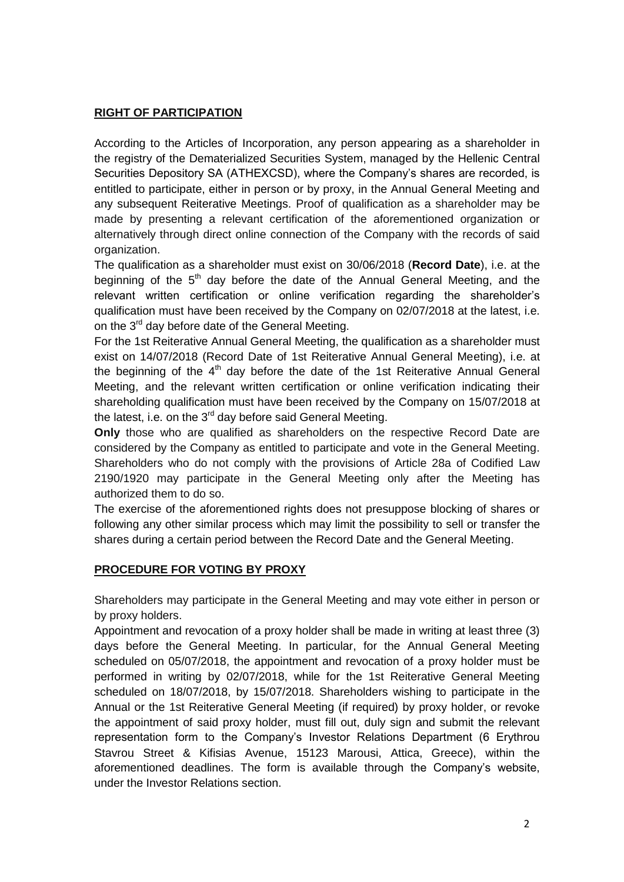**RIGHT OF PARTICIPATION**

According to the Articles of Incorporation, any person appearing as a shareholder in the registry of the Dematerialized Securities System, managed by the Hellenic Central Securities Depository SA (ATHEXCSD), where the Company's shares are recorded, is entitled to participate, either in person or by proxy, in the Annual General Meeting and any subsequent Reiterative Meetings. Proof of qualification as a shareholder may be made by presenting a relevant certification of the aforementioned organization or alternatively through direct online connection of the Company with the records of said organization.

The qualification as a shareholder must exist on 30/06/2018 (**Record Date**), i.e. at the beginning of the 5th day before the date of the Annual General Meeting, and the relevant written certification or online verification regarding the shareholder's qualification must have been received by the Company on 02/07/2018 at the latest, i.e. on the 3rd day before date of the General Meeting.

For the 1st Reiterative Annual General Meeting, the qualification as a shareholder must exist on 14/07/2018 (Record Date of 1st Reiterative Annual General Meeting), i.e. at the beginning of the 4th day before the date of the 1st Reiterative Annual General Meeting, and the relevant written certification or online verification indicating their shareholding qualification must have been received by the Company on 15/07/2018 at the latest, i.e. on the 3rd day before said General Meeting.

**Only** those who are qualified as shareholders on the respective Record Date are considered by the Company as entitled to participate and vote in the General Meeting. Shareholders who do not comply with the provisions of Article 28a of Codified Law 2190/1920 may participate in the General Meeting only after the Meeting has authorized them to do so.

The exercise of the aforementioned rights does not presuppose blocking of shares or following any other similar process which may limit the possibility to sell or transfer the shares during a certain period between the Record Date and the General Meeting.

**PROCEDURE FOR VOTING BY PROXY**

Shareholders may participate in the General Meeting and may vote either in person or by proxy holders.

Appointment and revocation of a proxy holder shall be made in writing at least three (3) days before the General Meeting. In particular, for the Annual General Meeting scheduled on 05/07/2018, the appointment and revocation of a proxy holder must be performed in writing by 02/07/2018, while for the 1st Reiterative General Meeting scheduled on 18/07/2018, by 15/07/2018. Shareholders wishing to participate in the Annual or the 1st Reiterative General Meeting (if required) by proxy holder, or revoke the appointment of said proxy holder, must fill out, duly sign and submit the relevant representation form to the Company's Investor Relations Department (6 Erythrou Stavrou Street & Kifisias Avenue, 15123 Marousi, Attica, Greece), within the aforementioned deadlines. The form is available through the Company's website, under the Investor Relations section.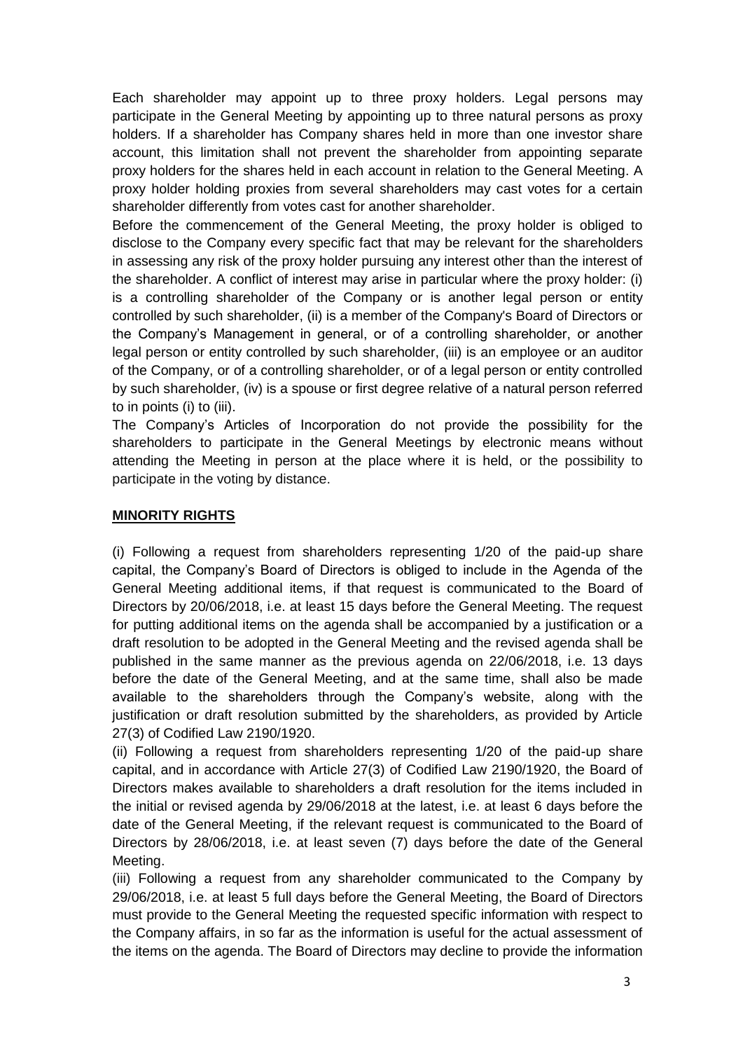Each shareholder may appoint up to three proxy holders. Legal persons may participate in the General Meeting by appointing up to three natural persons as proxy holders. If a shareholder has Company shares held in more than one investor share account, this limitation shall not prevent the shareholder from appointing separate proxy holders for the shares held in each account in relation to the General Meeting. A proxy holder holding proxies from several shareholders may cast votes for a certain shareholder differently from votes cast for another shareholder.

Before the commencement of the General Meeting, the proxy holder is obliged to disclose to the Company every specific fact that may be relevant for the shareholders in assessing any risk of the proxy holder pursuing any interest other than the interest of the shareholder. A conflict of interest may arise in particular where the proxy holder: (i) is a controlling shareholder of the Company or is another legal person or entity controlled by such shareholder, (ii) is a member of the Company's Board of Directors or the Company's Management in general, or of a controlling shareholder, or another legal person or entity controlled by such shareholder, (iii) is an employee or an auditor of the Company, or of a controlling shareholder, or of a legal person or entity controlled by such shareholder, (iv) is a spouse or first degree relative of a natural person referred to in points (i) to (iii).

The Company's Articles of Incorporation do not provide the possibility for the shareholders to participate in the General Meetings by electronic means without attending the Meeting in person at the place where it is held, or the possibility to participate in the voting by distance.

## **MINORITY RIGHTS**

(i) Following a request from shareholders representing 1/20 of the paid-up share capital, the Company's Board of Directors is obliged to include in the Agenda of the General Meeting additional items, if that request is communicated to the Board of Directors by 20/06/2018, i.e. at least 15 days before the General Meeting. The request for putting additional items on the agenda shall be accompanied by a justification or a draft resolution to be adopted in the General Meeting and the revised agenda shall be published in the same manner as the previous agenda on 22/06/2018, i.e. 13 days before the date of the General Meeting, and at the same time, shall also be made available to the shareholders through the Company's website, along with the justification or draft resolution submitted by the shareholders, as provided by Article 27(3) of Codified Law 2190/1920.

(ii) Following a request from shareholders representing 1/20 of the paid-up share capital, and in accordance with Article 27(3) of Codified Law 2190/1920, the Board of Directors makes available to shareholders a draft resolution for the items included in the initial or revised agenda by 29/06/2018 at the latest, i.e. at least 6 days before the date of the General Meeting, if the relevant request is communicated to the Board of Directors by 28/06/2018, i.e. at least seven (7) days before the date of the General Meeting.

(iii) Following a request from any shareholder communicated to the Company by 29/06/2018, i.e. at least 5 full days before the General Meeting, the Board of Directors must provide to the General Meeting the requested specific information with respect to the Company affairs, in so far as the information is useful for the actual assessment of the items on the agenda. The Board of Directors may decline to provide the information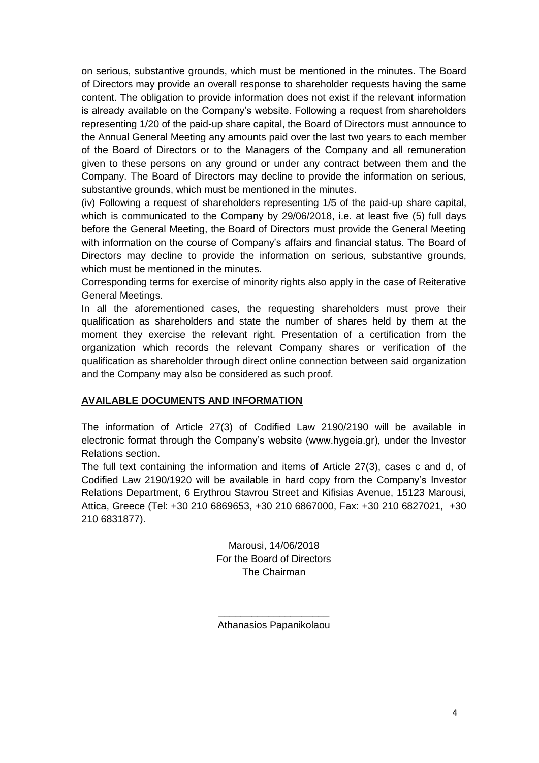on serious, substantive grounds, which must be mentioned in the minutes. The Board of Directors may provide an overall response to shareholder requests having the same content. The obligation to provide information does not exist if the relevant information is already available on the Company's website. Following a request from shareholders representing 1/20 of the paid-up share capital, the Board of Directors must announce to the Annual General Meeting any amounts paid over the last two years to each member of the Board of Directors or to the Managers of the Company and all remuneration given to these persons on any ground or under any contract between them and the Company. The Board of Directors may decline to provide the information on serious, substantive grounds, which must be mentioned in the minutes.

(iv) Following a request of shareholders representing 1/5 of the paid-up share capital, which is communicated to the Company by 29/06/2018, i.e. at least five (5) full days before the General Meeting, the Board of Directors must provide the General Meeting with information on the course of Company's affairs and financial status. The Board of Directors may decline to provide the information on serious, substantive grounds, which must be mentioned in the minutes.

Corresponding terms for exercise of minority rights also apply in the case of Reiterative General Meetings.

In all the aforementioned cases, the requesting shareholders must prove their qualification as shareholders and state the number of shares held by them at the moment they exercise the relevant right. Presentation of a certification from the organization which records the relevant Company shares or verification of the qualification as shareholder through direct online connection between said organization and the Company may also be considered as such proof.

## AVAILABLE DOCUMENTS AND INFORMATION

The information of Article 27(3) of Codified Law 2190/2190 will be available in electronic format through the Company's website (www.hygeia.gr), under the Investor Relations section.

The full text containing the information and items of Article 27(3), cases c and d, of Codified Law 2190/1920 will be available in hard copy from the Company's Investor Relations Department, 6 Erythrou Stavrou Street and Kifisias Avenue, 15123 Marousi, Attica, Greece (Tel: +30 210 6869653, +30 210 6867000, Fax: +30 210 6827021, +30 210 6831877).

Marousi, 14/06/2018
For the Board of Directors
The Chairman

____________________
Athanasios Papanikolaou